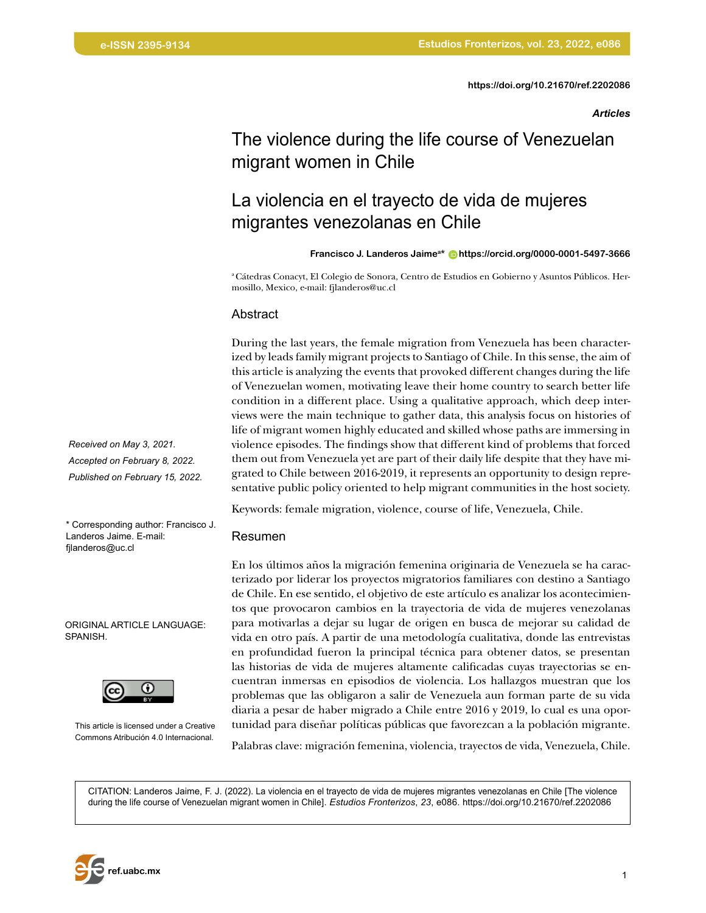https://doi.org/10.21670/ref.2202086

*Articles*

# The violence during the life course of Venezuelan migrant women in Chile

# La violencia en el trayecto de vida de mujeres migrantes venezolanas en Chile

**Francisco J. Landeros Jaime[a]*** https://orcid.org/0000-0001-5497-3666

[a] Cátedras Conacyt, El Colegio de Sonora, Centro de Estudios en Gobierno y Asuntos Públicos. Hermosillo, Mexico, e-mail: fjlanderos@uc.cl

## Abstract

During the last years, the female migration from Venezuela has been characterized by leads family migrant projects to Santiago of Chile. In this sense, the aim of this article is analyzing the events that provoked different changes during the life of Venezuelan women, motivating leave their home country to search better life condition in a different place. Using a qualitative approach, which deep interviews were the main technique to gather data, this analysis focus on histories of life of migrant women highly educated and skilled whose paths are immersing in violence episodes. The findings show that different kind of problems that forced them out from Venezuela yet are part of their daily life despite that they have migrated to Chile between 2016-2019, it represents an opportunity to design representative public policy oriented to help migrant communities in the host society.

Keywords: female migration, violence, course of life, Venezuela, Chile.

## Resumen

En los últimos años la migración femenina originaria de Venezuela se ha caracterizado por liderar los proyectos migratorios familiares con destino a Santiago de Chile. En ese sentido, el objetivo de este artículo es analizar los acontecimientos que provocaron cambios en la trayectoria de vida de mujeres venezolanas para motivarlas a dejar su lugar de origen en busca de mejorar su calidad de vida en otro país. A partir de una metodología cualitativa, donde las entrevistas en profundidad fueron la principal técnica para obtener datos, se presentan las historias de vida de mujeres altamente calificadas cuyas trayectorias se encuentran inmersas en episodios de violencia. Los hallazgos muestran que los problemas que las obligaron a salir de Venezuela aun forman parte de su vida diaria a pesar de haber migrado a Chile entre 2016 y 2019, lo cual es una oportunidad para diseñar políticas públicas que favorezcan a la población migrante.

Palabras clave: migración femenina, violencia, trayectos de vida, Venezuela, Chile.

*Received on May 3, 2021.*
*Accepted on February 8, 2022.*
*Published on February 15, 2022.*

\* Corresponding author: Francisco J. Landeros Jaime. E-mail: fjlanderos@uc.cl

ORIGINAL ARTICLE LANGUAGE: SPANISH.

This article is licensed under a Creative Commons Atribución 4.0 Internacional.

CITATION: Landeros Jaime, F. J. (2022). La violencia en el trayecto de vida de mujeres migrantes venezolanas en Chile [The violence during the life course of Venezuelan migrant women in Chile]. *Estudios Fronterizos*, *23*, e086. https://doi.org/10.21670/ref.2202086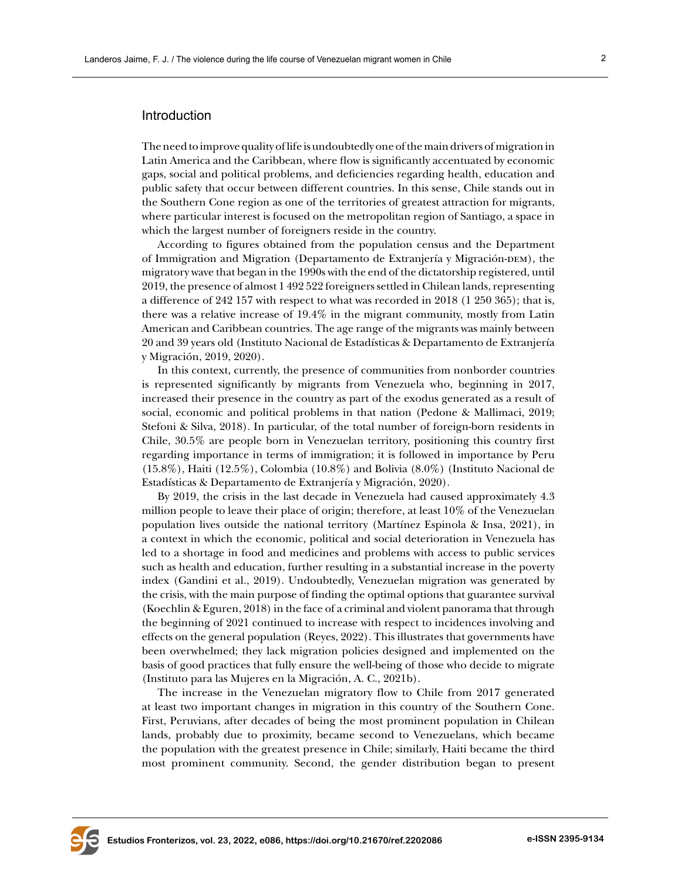## Introduction

The need to improve quality of life is undoubtedly one of the main drivers of migration in Latin America and the Caribbean, where flow is significantly accentuated by economic gaps, social and political problems, and deficiencies regarding health, education and public safety that occur between different countries. In this sense, Chile stands out in the Southern Cone region as one of the territories of greatest attraction for migrants, where particular interest is focused on the metropolitan region of Santiago, a space in which the largest number of foreigners reside in the country.

According to figures obtained from the population census and the Department of Immigration and Migration (Departamento de Extranjería y Migración-DEM), the migratory wave that began in the 1990s with the end of the dictatorship registered, until 2019, the presence of almost 1 492 522 foreigners settled in Chilean lands, representing a difference of 242 157 with respect to what was recorded in 2018 (1 250 365); that is, there was a relative increase of 19.4% in the migrant community, mostly from Latin American and Caribbean countries. The age range of the migrants was mainly between 20 and 39 years old (Instituto Nacional de Estadísticas & Departamento de Extranjería y Migración, 2019, 2020).

In this context, currently, the presence of communities from nonborder countries is represented significantly by migrants from Venezuela who, beginning in 2017, increased their presence in the country as part of the exodus generated as a result of social, economic and political problems in that nation (Pedone & Mallimaci, 2019; Stefoni & Silva, 2018). In particular, of the total number of foreign-born residents in Chile, 30.5% are people born in Venezuelan territory, positioning this country first regarding importance in terms of immigration; it is followed in importance by Peru (15.8%), Haiti (12.5%), Colombia (10.8%) and Bolivia (8.0%) (Instituto Nacional de Estadísticas & Departamento de Extranjería y Migración, 2020).

By 2019, the crisis in the last decade in Venezuela had caused approximately 4.3 million people to leave their place of origin; therefore, at least 10% of the Venezuelan population lives outside the national territory (Martínez Espinola & Insa, 2021), in a context in which the economic, political and social deterioration in Venezuela has led to a shortage in food and medicines and problems with access to public services such as health and education, further resulting in a substantial increase in the poverty index (Gandini et al., 2019). Undoubtedly, Venezuelan migration was generated by the crisis, with the main purpose of finding the optimal options that guarantee survival (Koechlin & Eguren, 2018) in the face of a criminal and violent panorama that through the beginning of 2021 continued to increase with respect to incidences involving and effects on the general population (Reyes, 2022). This illustrates that governments have been overwhelmed; they lack migration policies designed and implemented on the basis of good practices that fully ensure the well-being of those who decide to migrate (Instituto para las Mujeres en la Migración, A. C., 2021b).

The increase in the Venezuelan migratory flow to Chile from 2017 generated at least two important changes in migration in this country of the Southern Cone. First, Peruvians, after decades of being the most prominent population in Chilean lands, probably due to proximity, became second to Venezuelans, which became the population with the greatest presence in Chile; similarly, Haiti became the third most prominent community. Second, the gender distribution began to present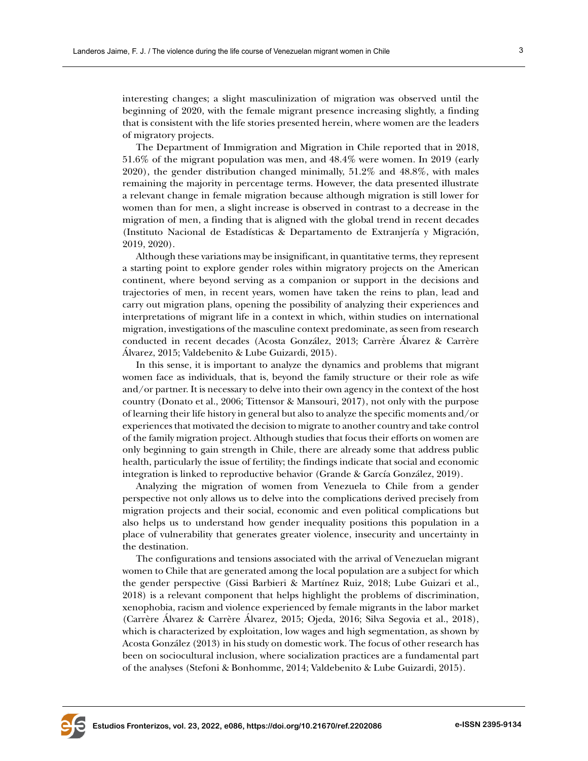interesting changes; a slight masculinization of migration was observed until the beginning of 2020, with the female migrant presence increasing slightly, a finding that is consistent with the life stories presented herein, where women are the leaders of migratory projects.

The Department of Immigration and Migration in Chile reported that in 2018, 51.6% of the migrant population was men, and 48.4% were women. In 2019 (early 2020), the gender distribution changed minimally, 51.2% and 48.8%, with males remaining the majority in percentage terms. However, the data presented illustrate a relevant change in female migration because although migration is still lower for women than for men, a slight increase is observed in contrast to a decrease in the migration of men, a finding that is aligned with the global trend in recent decades (Instituto Nacional de Estadísticas & Departamento de Extranjería y Migración, 2019, 2020).

Although these variations may be insignificant, in quantitative terms, they represent a starting point to explore gender roles within migratory projects on the American continent, where beyond serving as a companion or support in the decisions and trajectories of men, in recent years, women have taken the reins to plan, lead and carry out migration plans, opening the possibility of analyzing their experiences and interpretations of migrant life in a context in which, within studies on international migration, investigations of the masculine context predominate, as seen from research conducted in recent decades (Acosta González, 2013; Carrère Álvarez & Carrère Álvarez, 2015; Valdebenito & Lube Guizardi, 2015).

In this sense, it is important to analyze the dynamics and problems that migrant women face as individuals, that is, beyond the family structure or their role as wife and/or partner. It is necessary to delve into their own agency in the context of the host country (Donato et al., 2006; Tittensor & Mansouri, 2017), not only with the purpose of learning their life history in general but also to analyze the specific moments and/or experiences that motivated the decision to migrate to another country and take control of the family migration project. Although studies that focus their efforts on women are only beginning to gain strength in Chile, there are already some that address public health, particularly the issue of fertility; the findings indicate that social and economic integration is linked to reproductive behavior (Grande & García González, 2019).

Analyzing the migration of women from Venezuela to Chile from a gender perspective not only allows us to delve into the complications derived precisely from migration projects and their social, economic and even political complications but also helps us to understand how gender inequality positions this population in a place of vulnerability that generates greater violence, insecurity and uncertainty in the destination.

The configurations and tensions associated with the arrival of Venezuelan migrant women to Chile that are generated among the local population are a subject for which the gender perspective (Gissi Barbieri & Martínez Ruiz, 2018; Lube Guizari et al., 2018) is a relevant component that helps highlight the problems of discrimination, xenophobia, racism and violence experienced by female migrants in the labor market (Carrère Álvarez & Carrère Álvarez, 2015; Ojeda, 2016; Silva Segovia et al., 2018), which is characterized by exploitation, low wages and high segmentation, as shown by Acosta González (2013) in his study on domestic work. The focus of other research has been on sociocultural inclusion, where socialization practices are a fundamental part of the analyses (Stefoni & Bonhomme, 2014; Valdebenito & Lube Guizardi, 2015).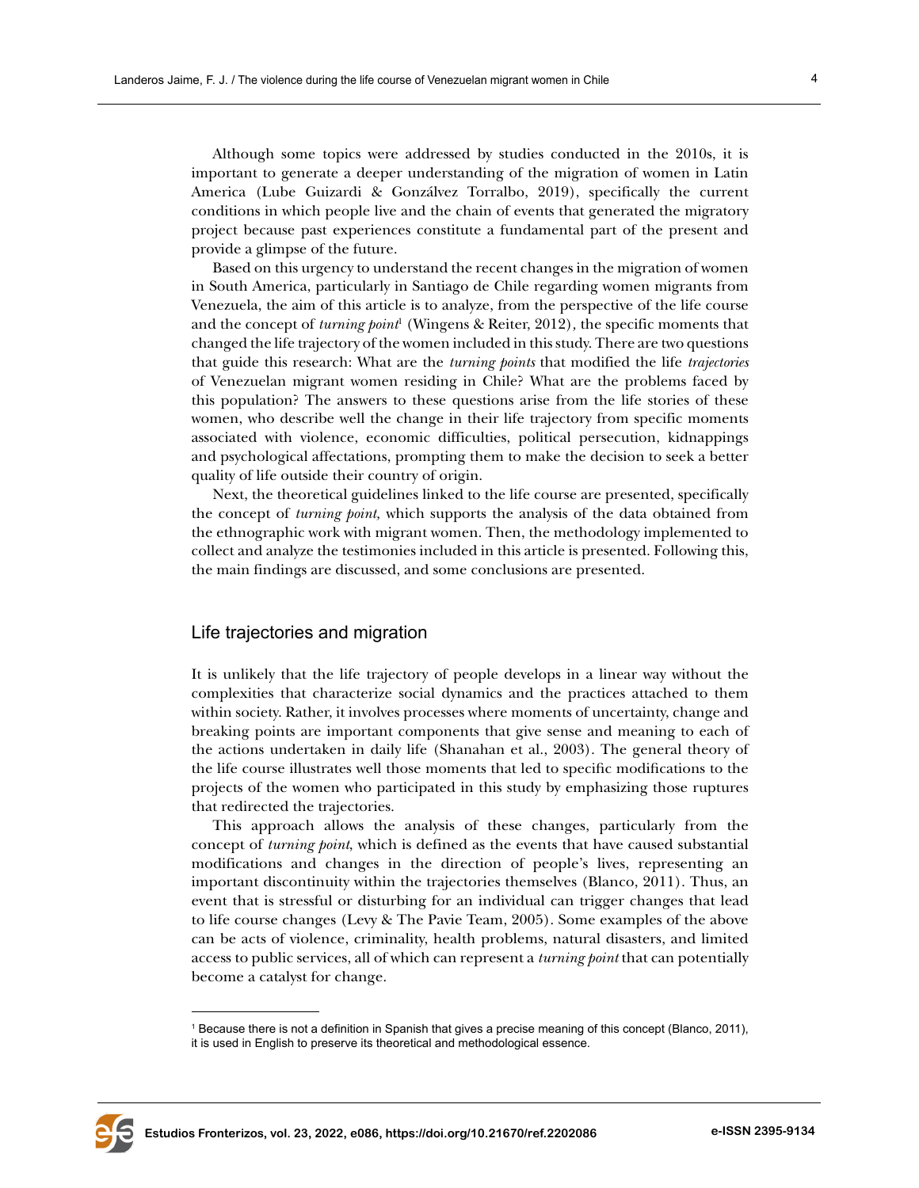Although some topics were addressed by studies conducted in the 2010s, it is important to generate a deeper understanding of the migration of women in Latin America (Lube Guizardi & Gonzálvez Torralbo, 2019), specifically the current conditions in which people live and the chain of events that generated the migratory project because past experiences constitute a fundamental part of the present and provide a glimpse of the future.

Based on this urgency to understand the recent changes in the migration of women in South America, particularly in Santiago de Chile regarding women migrants from Venezuela, the aim of this article is to analyze, from the perspective of the life course and the concept of *turning point*[1] (Wingens & Reiter, 2012), the specific moments that changed the life trajectory of the women included in this study. There are two questions that guide this research: What are the *turning points* that modified the life *trajectories* of Venezuelan migrant women residing in Chile? What are the problems faced by this population? The answers to these questions arise from the life stories of these women, who describe well the change in their life trajectory from specific moments associated with violence, economic difficulties, political persecution, kidnappings and psychological affectations, prompting them to make the decision to seek a better quality of life outside their country of origin.

Next, the theoretical guidelines linked to the life course are presented, specifically the concept of *turning point,* which supports the analysis of the data obtained from the ethnographic work with migrant women. Then, the methodology implemented to collect and analyze the testimonies included in this article is presented. Following this, the main findings are discussed, and some conclusions are presented.

## Life trajectories and migration

It is unlikely that the life trajectory of people develops in a linear way without the complexities that characterize social dynamics and the practices attached to them within society. Rather, it involves processes where moments of uncertainty, change and breaking points are important components that give sense and meaning to each of the actions undertaken in daily life (Shanahan et al., 2003). The general theory of the life course illustrates well those moments that led to specific modifications to the projects of the women who participated in this study by emphasizing those ruptures that redirected the trajectories.

This approach allows the analysis of these changes, particularly from the concept of *turning point*, which is defined as the events that have caused substantial modifications and changes in the direction of people's lives, representing an important discontinuity within the trajectories themselves (Blanco, 2011). Thus, an event that is stressful or disturbing for an individual can trigger changes that lead to life course changes (Levy & The Pavie Team, 2005). Some examples of the above can be acts of violence, criminality, health problems, natural disasters, and limited access to public services, all of which can represent a *turning point* that can potentially become a catalyst for change.

[1] Because there is not a definition in Spanish that gives a precise meaning of this concept (Blanco, 2011), it is used in English to preserve its theoretical and methodological essence.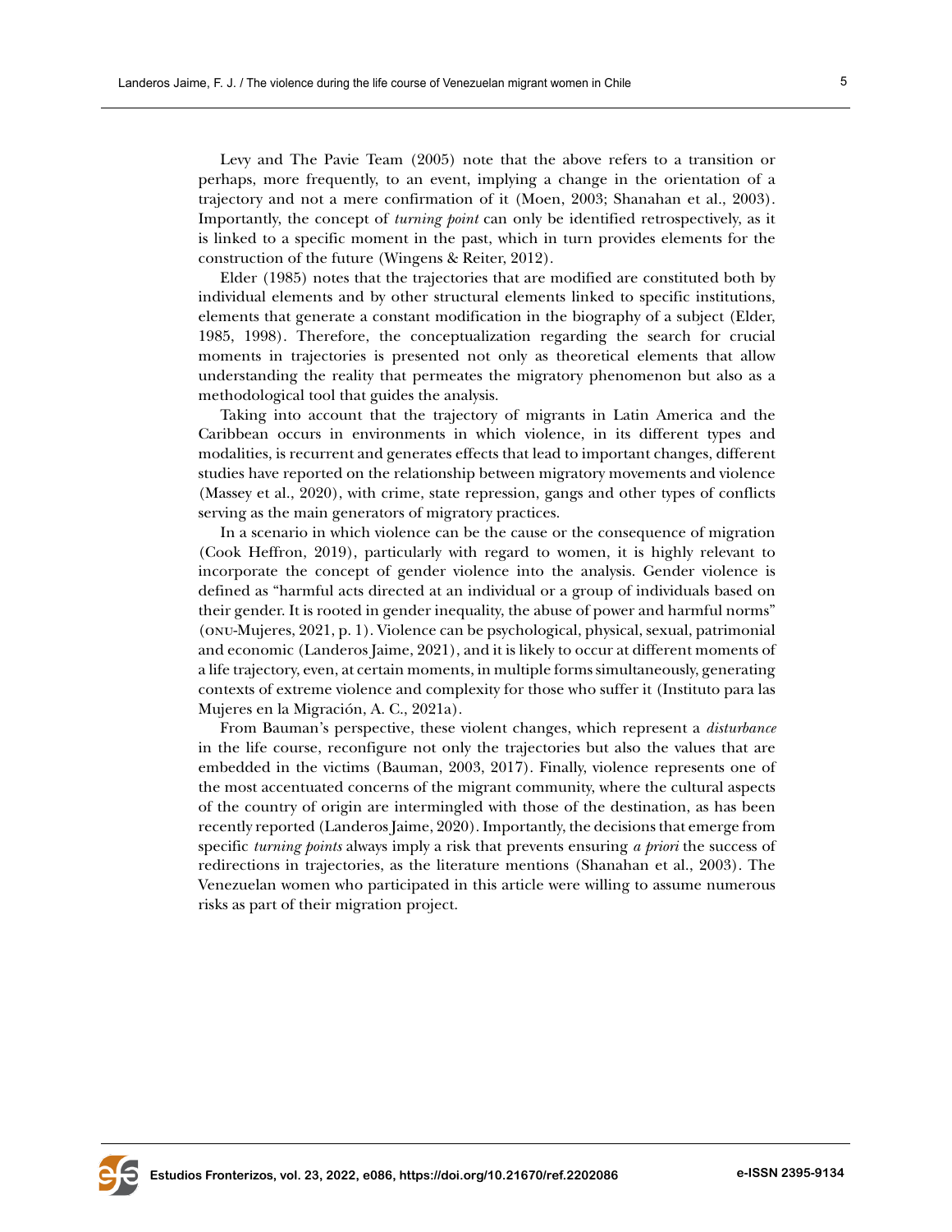Levy and The Pavie Team (2005) note that the above refers to a transition or perhaps, more frequently, to an event, implying a change in the orientation of a trajectory and not a mere confirmation of it (Moen, 2003; Shanahan et al., 2003). Importantly, the concept of *turning point* can only be identified retrospectively, as it is linked to a specific moment in the past, which in turn provides elements for the construction of the future (Wingens & Reiter, 2012).

Elder (1985) notes that the trajectories that are modified are constituted both by individual elements and by other structural elements linked to specific institutions, elements that generate a constant modification in the biography of a subject (Elder, 1985, 1998). Therefore, the conceptualization regarding the search for crucial moments in trajectories is presented not only as theoretical elements that allow understanding the reality that permeates the migratory phenomenon but also as a methodological tool that guides the analysis.

Taking into account that the trajectory of migrants in Latin America and the Caribbean occurs in environments in which violence, in its different types and modalities, is recurrent and generates effects that lead to important changes, different studies have reported on the relationship between migratory movements and violence (Massey et al., 2020), with crime, state repression, gangs and other types of conflicts serving as the main generators of migratory practices.

In a scenario in which violence can be the cause or the consequence of migration (Cook Heffron, 2019), particularly with regard to women, it is highly relevant to incorporate the concept of gender violence into the analysis. Gender violence is defined as "harmful acts directed at an individual or a group of individuals based on their gender. It is rooted in gender inequality, the abuse of power and harmful norms" (ONU-Mujeres, 2021, p. 1). Violence can be psychological, physical, sexual, patrimonial and economic (Landeros Jaime, 2021), and it is likely to occur at different moments of a life trajectory, even, at certain moments, in multiple forms simultaneously, generating contexts of extreme violence and complexity for those who suffer it (Instituto para las Mujeres en la Migración, A. C., 2021a).

From Bauman's perspective, these violent changes, which represent a *disturbance* in the life course, reconfigure not only the trajectories but also the values that are embedded in the victims (Bauman, 2003, 2017). Finally, violence represents one of the most accentuated concerns of the migrant community, where the cultural aspects of the country of origin are intermingled with those of the destination, as has been recently reported (Landeros Jaime, 2020). Importantly, the decisions that emerge from specific *turning points* always imply a risk that prevents ensuring *a priori* the success of redirections in trajectories, as the literature mentions (Shanahan et al., 2003). The Venezuelan women who participated in this article were willing to assume numerous risks as part of their migration project.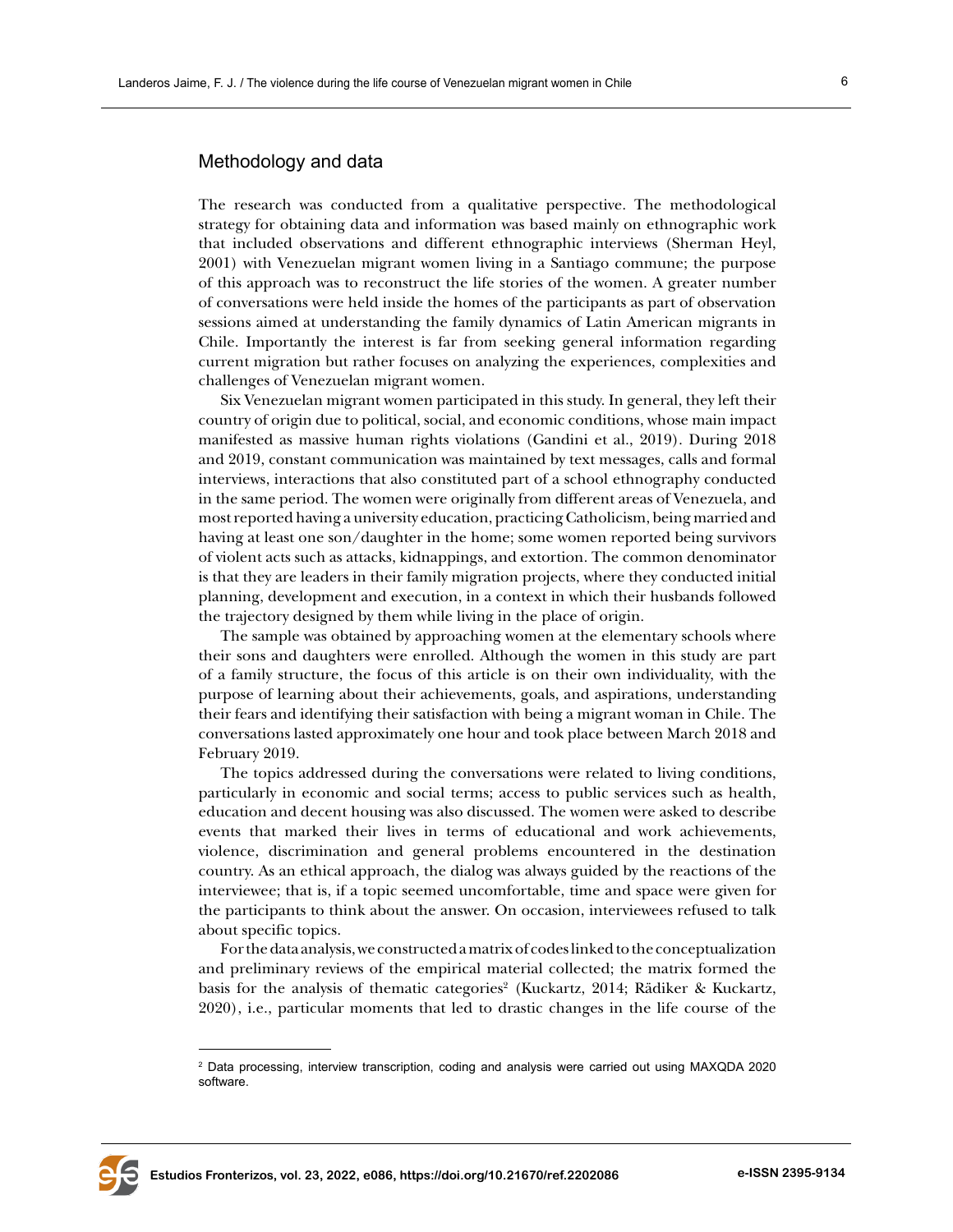## Methodology and data

The research was conducted from a qualitative perspective. The methodological strategy for obtaining data and information was based mainly on ethnographic work that included observations and different ethnographic interviews (Sherman Heyl, 2001) with Venezuelan migrant women living in a Santiago commune; the purpose of this approach was to reconstruct the life stories of the women. A greater number of conversations were held inside the homes of the participants as part of observation sessions aimed at understanding the family dynamics of Latin American migrants in Chile. Importantly the interest is far from seeking general information regarding current migration but rather focuses on analyzing the experiences, complexities and challenges of Venezuelan migrant women.

Six Venezuelan migrant women participated in this study. In general, they left their country of origin due to political, social, and economic conditions, whose main impact manifested as massive human rights violations (Gandini et al., 2019). During 2018 and 2019, constant communication was maintained by text messages, calls and formal interviews, interactions that also constituted part of a school ethnography conducted in the same period. The women were originally from different areas of Venezuela, and most reported having a university education, practicing Catholicism, being married and having at least one son/daughter in the home; some women reported being survivors of violent acts such as attacks, kidnappings, and extortion. The common denominator is that they are leaders in their family migration projects, where they conducted initial planning, development and execution, in a context in which their husbands followed the trajectory designed by them while living in the place of origin.

The sample was obtained by approaching women at the elementary schools where their sons and daughters were enrolled. Although the women in this study are part of a family structure, the focus of this article is on their own individuality, with the purpose of learning about their achievements, goals, and aspirations, understanding their fears and identifying their satisfaction with being a migrant woman in Chile. The conversations lasted approximately one hour and took place between March 2018 and February 2019.

The topics addressed during the conversations were related to living conditions, particularly in economic and social terms; access to public services such as health, education and decent housing was also discussed. The women were asked to describe events that marked their lives in terms of educational and work achievements, violence, discrimination and general problems encountered in the destination country. As an ethical approach, the dialog was always guided by the reactions of the interviewee; that is, if a topic seemed uncomfortable, time and space were given for the participants to think about the answer. On occasion, interviewees refused to talk about specific topics.

For the data analysis, we constructed a matrix of codes linked to the conceptualization and preliminary reviews of the empirical material collected; the matrix formed the basis for the analysis of thematic categories[2] (Kuckartz, 2014; Rädiker & Kuckartz, 2020), i.e., particular moments that led to drastic changes in the life course of the

[2] Data processing, interview transcription, coding and analysis were carried out using MAXQDA 2020 software.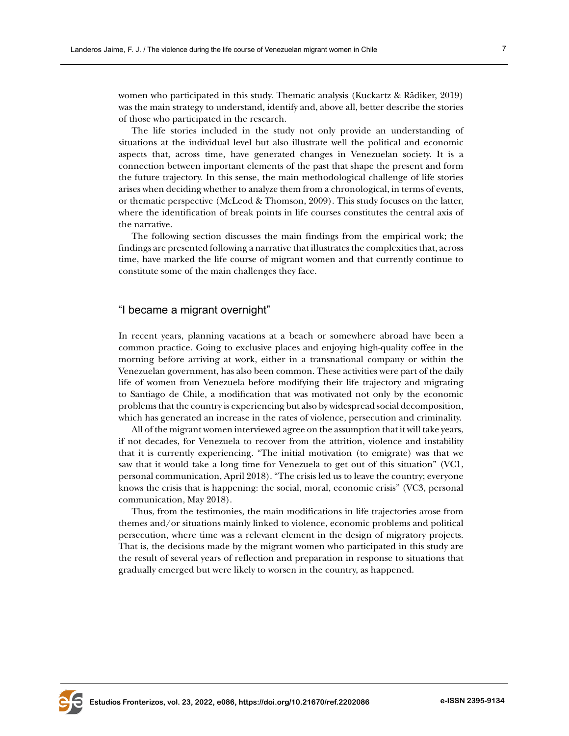women who participated in this study. Thematic analysis (Kuckartz & Rädiker, 2019) was the main strategy to understand, identify and, above all, better describe the stories of those who participated in the research.

The life stories included in the study not only provide an understanding of situations at the individual level but also illustrate well the political and economic aspects that, across time, have generated changes in Venezuelan society. It is a connection between important elements of the past that shape the present and form the future trajectory. In this sense, the main methodological challenge of life stories arises when deciding whether to analyze them from a chronological, in terms of events, or thematic perspective (McLeod & Thomson, 2009). This study focuses on the latter, where the identification of break points in life courses constitutes the central axis of the narrative.

The following section discusses the main findings from the empirical work; the findings are presented following a narrative that illustrates the complexities that, across time, have marked the life course of migrant women and that currently continue to constitute some of the main challenges they face.

## "I became a migrant overnight"

In recent years, planning vacations at a beach or somewhere abroad have been a common practice. Going to exclusive places and enjoying high-quality coffee in the morning before arriving at work, either in a transnational company or within the Venezuelan government, has also been common. These activities were part of the daily life of women from Venezuela before modifying their life trajectory and migrating to Santiago de Chile, a modification that was motivated not only by the economic problems that the country is experiencing but also by widespread social decomposition, which has generated an increase in the rates of violence, persecution and criminality.

All of the migrant women interviewed agree on the assumption that it will take years, if not decades, for Venezuela to recover from the attrition, violence and instability that it is currently experiencing. "The initial motivation (to emigrate) was that we saw that it would take a long time for Venezuela to get out of this situation" (VC1, personal communication, April 2018). "The crisis led us to leave the country; everyone knows the crisis that is happening: the social, moral, economic crisis" (VC3, personal communication, May 2018).

Thus, from the testimonies, the main modifications in life trajectories arose from themes and/or situations mainly linked to violence, economic problems and political persecution, where time was a relevant element in the design of migratory projects. That is, the decisions made by the migrant women who participated in this study are the result of several years of reflection and preparation in response to situations that gradually emerged but were likely to worsen in the country, as happened.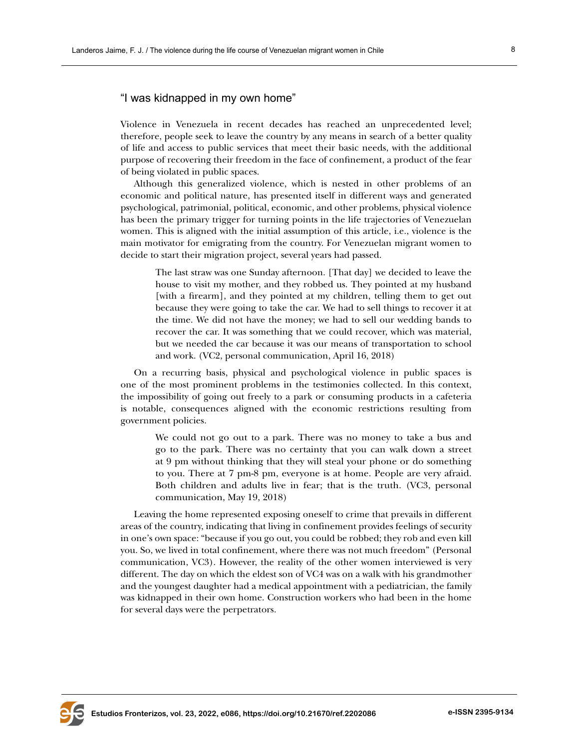## "I was kidnapped in my own home"

Violence in Venezuela in recent decades has reached an unprecedented level; therefore, people seek to leave the country by any means in search of a better quality of life and access to public services that meet their basic needs, with the additional purpose of recovering their freedom in the face of confinement, a product of the fear of being violated in public spaces.

Although this generalized violence, which is nested in other problems of an economic and political nature, has presented itself in different ways and generated psychological, patrimonial, political, economic, and other problems, physical violence has been the primary trigger for turning points in the life trajectories of Venezuelan women. This is aligned with the initial assumption of this article, i.e., violence is the main motivator for emigrating from the country. For Venezuelan migrant women to decide to start their migration project, several years had passed.

> The last straw was one Sunday afternoon. [That day] we decided to leave the house to visit my mother, and they robbed us. They pointed at my husband [with a firearm], and they pointed at my children, telling them to get out because they were going to take the car. We had to sell things to recover it at the time. We did not have the money; we had to sell our wedding bands to recover the car. It was something that we could recover, which was material, but we needed the car because it was our means of transportation to school and work. (VC2, personal communication, April 16, 2018)

On a recurring basis, physical and psychological violence in public spaces is one of the most prominent problems in the testimonies collected. In this context, the impossibility of going out freely to a park or consuming products in a cafeteria is notable, consequences aligned with the economic restrictions resulting from government policies.

> We could not go out to a park. There was no money to take a bus and go to the park. There was no certainty that you can walk down a street at 9 pm without thinking that they will steal your phone or do something to you. There at 7 pm-8 pm, everyone is at home. People are very afraid. Both children and adults live in fear; that is the truth. (VC3, personal communication, May 19, 2018)

Leaving the home represented exposing oneself to crime that prevails in different areas of the country, indicating that living in confinement provides feelings of security in one's own space: "because if you go out, you could be robbed; they rob and even kill you. So, we lived in total confinement, where there was not much freedom" (Personal communication, VC3). However, the reality of the other women interviewed is very different. The day on which the eldest son of VC4 was on a walk with his grandmother and the youngest daughter had a medical appointment with a pediatrician, the family was kidnapped in their own home. Construction workers who had been in the home for several days were the perpetrators.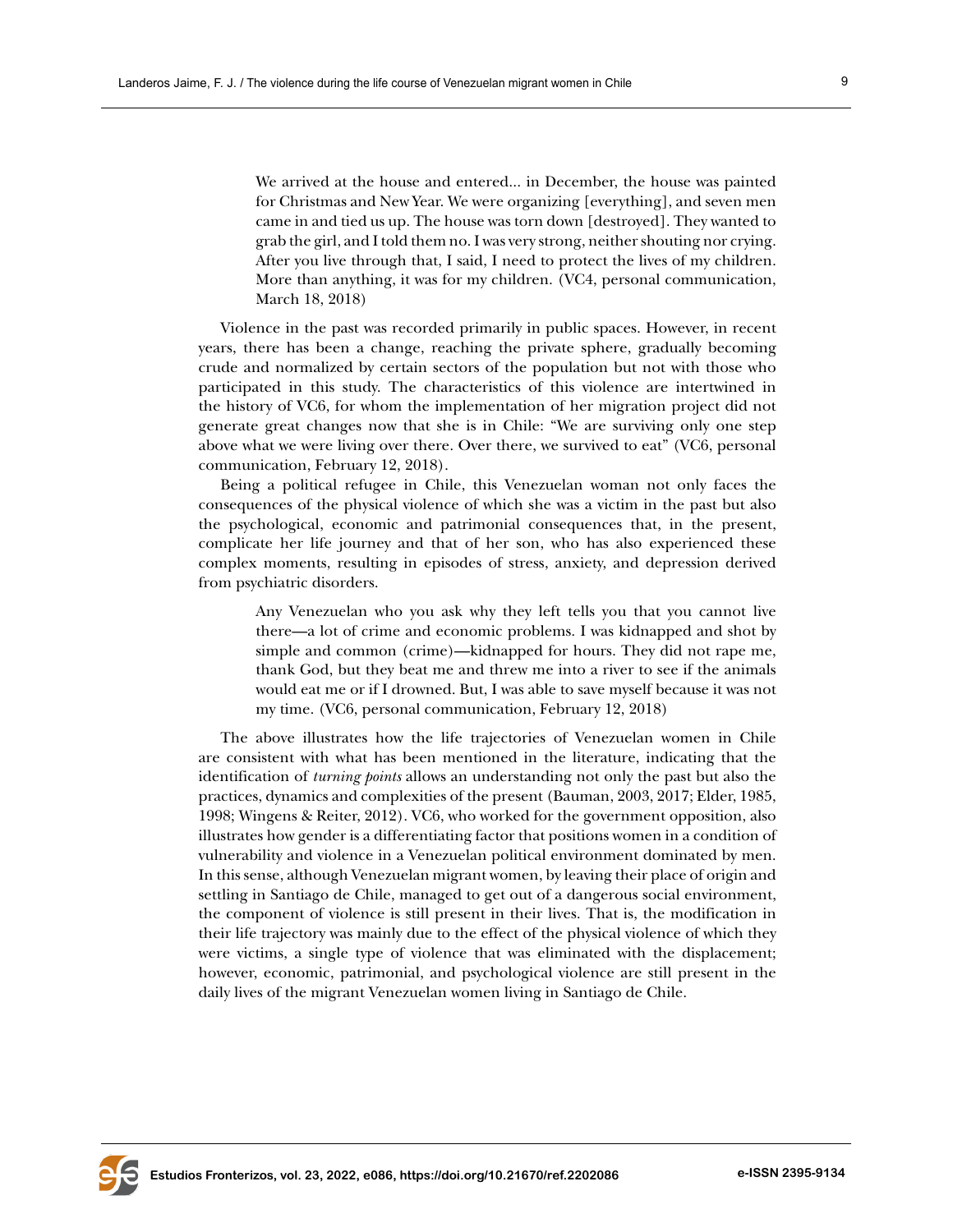> We arrived at the house and entered... in December, the house was painted for Christmas and New Year. We were organizing [everything], and seven men came in and tied us up. The house was torn down [destroyed]. They wanted to grab the girl, and I told them no. I was very strong, neither shouting nor crying. After you live through that, I said, I need to protect the lives of my children. More than anything, it was for my children. (VC4, personal communication, March 18, 2018)

Violence in the past was recorded primarily in public spaces. However, in recent years, there has been a change, reaching the private sphere, gradually becoming crude and normalized by certain sectors of the population but not with those who participated in this study. The characteristics of this violence are intertwined in the history of VC6, for whom the implementation of her migration project did not generate great changes now that she is in Chile: "We are surviving only one step above what we were living over there. Over there, we survived to eat" (VC6, personal communication, February 12, 2018).

Being a political refugee in Chile, this Venezuelan woman not only faces the consequences of the physical violence of which she was a victim in the past but also the psychological, economic and patrimonial consequences that, in the present, complicate her life journey and that of her son, who has also experienced these complex moments, resulting in episodes of stress, anxiety, and depression derived from psychiatric disorders.

> Any Venezuelan who you ask why they left tells you that you cannot live there—a lot of crime and economic problems. I was kidnapped and shot by simple and common (crime)—kidnapped for hours. They did not rape me, thank God, but they beat me and threw me into a river to see if the animals would eat me or if I drowned. But, I was able to save myself because it was not my time. (VC6, personal communication, February 12, 2018)

The above illustrates how the life trajectories of Venezuelan women in Chile are consistent with what has been mentioned in the literature, indicating that the identification of *turning points* allows an understanding not only the past but also the practices, dynamics and complexities of the present (Bauman, 2003, 2017; Elder, 1985, 1998; Wingens & Reiter, 2012). VC6, who worked for the government opposition, also illustrates how gender is a differentiating factor that positions women in a condition of vulnerability and violence in a Venezuelan political environment dominated by men. In this sense, although Venezuelan migrant women, by leaving their place of origin and settling in Santiago de Chile, managed to get out of a dangerous social environment, the component of violence is still present in their lives. That is, the modification in their life trajectory was mainly due to the effect of the physical violence of which they were victims, a single type of violence that was eliminated with the displacement; however, economic, patrimonial, and psychological violence are still present in the daily lives of the migrant Venezuelan women living in Santiago de Chile.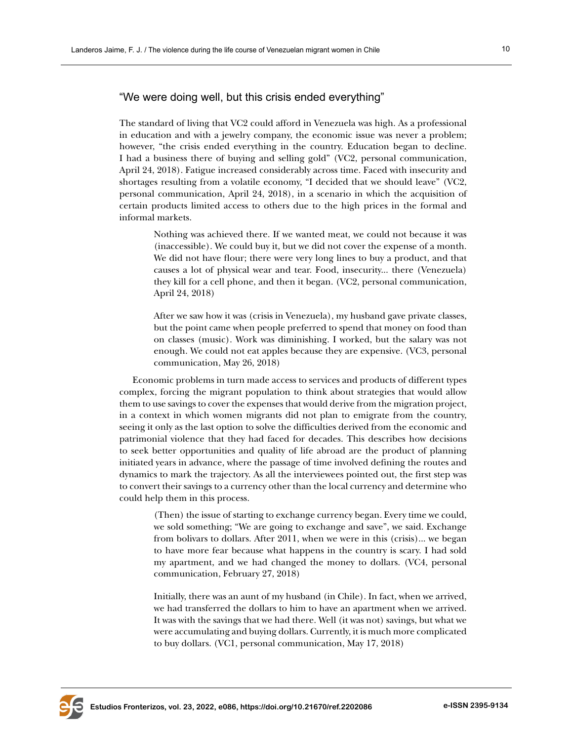## “We were doing well, but this crisis ended everything”

The standard of living that VC2 could afford in Venezuela was high. As a professional in education and with a jewelry company, the economic issue was never a problem; however, “the crisis ended everything in the country. Education began to decline. I had a business there of buying and selling gold” (VC2, personal communication, April 24, 2018). Fatigue increased considerably across time. Faced with insecurity and shortages resulting from a volatile economy, “I decided that we should leave” (VC2, personal communication, April 24, 2018), in a scenario in which the acquisition of certain products limited access to others due to the high prices in the formal and informal markets.

> Nothing was achieved there. If we wanted meat, we could not because it was (inaccessible). We could buy it, but we did not cover the expense of a month. We did not have flour; there were very long lines to buy a product, and that causes a lot of physical wear and tear. Food, insecurity... there (Venezuela) they kill for a cell phone, and then it began. (VC2, personal communication, April 24, 2018)

> After we saw how it was (crisis in Venezuela), my husband gave private classes, but the point came when people preferred to spend that money on food than on classes (music). Work was diminishing. I worked, but the salary was not enough. We could not eat apples because they are expensive. (VC3, personal communication, May 26, 2018)

Economic problems in turn made access to services and products of different types complex, forcing the migrant population to think about strategies that would allow them to use savings to cover the expenses that would derive from the migration project, in a context in which women migrants did not plan to emigrate from the country, seeing it only as the last option to solve the difficulties derived from the economic and patrimonial violence that they had faced for decades. This describes how decisions to seek better opportunities and quality of life abroad are the product of planning initiated years in advance, where the passage of time involved defining the routes and dynamics to mark the trajectory. As all the interviewees pointed out, the first step was to convert their savings to a currency other than the local currency and determine who could help them in this process.

> (Then) the issue of starting to exchange currency began. Every time we could, we sold something; “We are going to exchange and save”, we said. Exchange from bolivars to dollars. After 2011, when we were in this (crisis)... we began to have more fear because what happens in the country is scary. I had sold my apartment, and we had changed the money to dollars. (VC4, personal communication, February 27, 2018)

> Initially, there was an aunt of my husband (in Chile). In fact, when we arrived, we had transferred the dollars to him to have an apartment when we arrived. It was with the savings that we had there. Well (it was not) savings, but what we were accumulating and buying dollars. Currently, it is much more complicated to buy dollars. (VC1, personal communication, May 17, 2018)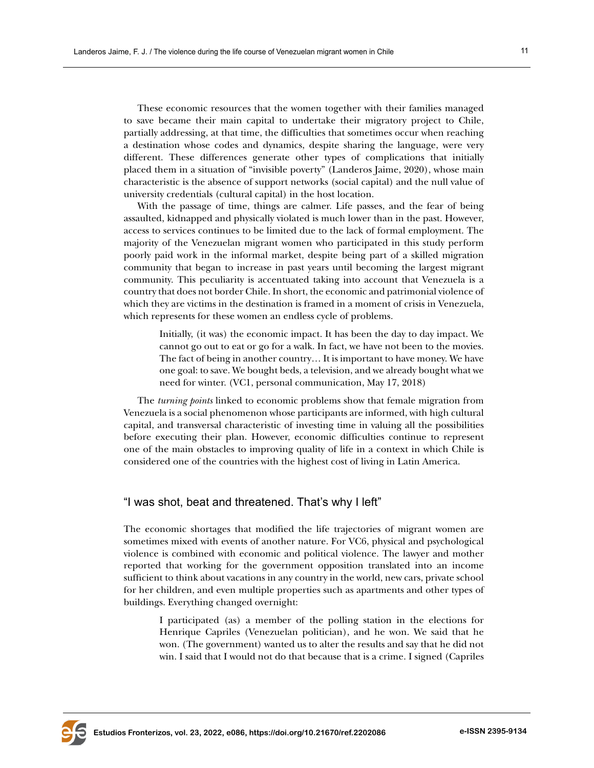These economic resources that the women together with their families managed to save became their main capital to undertake their migratory project to Chile, partially addressing, at that time, the difficulties that sometimes occur when reaching a destination whose codes and dynamics, despite sharing the language, were very different. These differences generate other types of complications that initially placed them in a situation of "invisible poverty" (Landeros Jaime, 2020), whose main characteristic is the absence of support networks (social capital) and the null value of university credentials (cultural capital) in the host location.

With the passage of time, things are calmer. Life passes, and the fear of being assaulted, kidnapped and physically violated is much lower than in the past. However, access to services continues to be limited due to the lack of formal employment. The majority of the Venezuelan migrant women who participated in this study perform poorly paid work in the informal market, despite being part of a skilled migration community that began to increase in past years until becoming the largest migrant community. This peculiarity is accentuated taking into account that Venezuela is a country that does not border Chile. In short, the economic and patrimonial violence of which they are victims in the destination is framed in a moment of crisis in Venezuela, which represents for these women an endless cycle of problems.

> Initially, (it was) the economic impact. It has been the day to day impact. We cannot go out to eat or go for a walk. In fact, we have not been to the movies. The fact of being in another country… It is important to have money. We have one goal: to save. We bought beds, a television, and we already bought what we need for winter. (VC1, personal communication, May 17, 2018)

The *turning points* linked to economic problems show that female migration from Venezuela is a social phenomenon whose participants are informed, with high cultural capital, and transversal characteristic of investing time in valuing all the possibilities before executing their plan. However, economic difficulties continue to represent one of the main obstacles to improving quality of life in a context in which Chile is considered one of the countries with the highest cost of living in Latin America.

## "I was shot, beat and threatened. That's why I left"

The economic shortages that modified the life trajectories of migrant women are sometimes mixed with events of another nature. For VC6, physical and psychological violence is combined with economic and political violence. The lawyer and mother reported that working for the government opposition translated into an income sufficient to think about vacations in any country in the world, new cars, private school for her children, and even multiple properties such as apartments and other types of buildings. Everything changed overnight:

> I participated (as) a member of the polling station in the elections for Henrique Capriles (Venezuelan politician), and he won. We said that he won. (The government) wanted us to alter the results and say that he did not win. I said that I would not do that because that is a crime. I signed (Capriles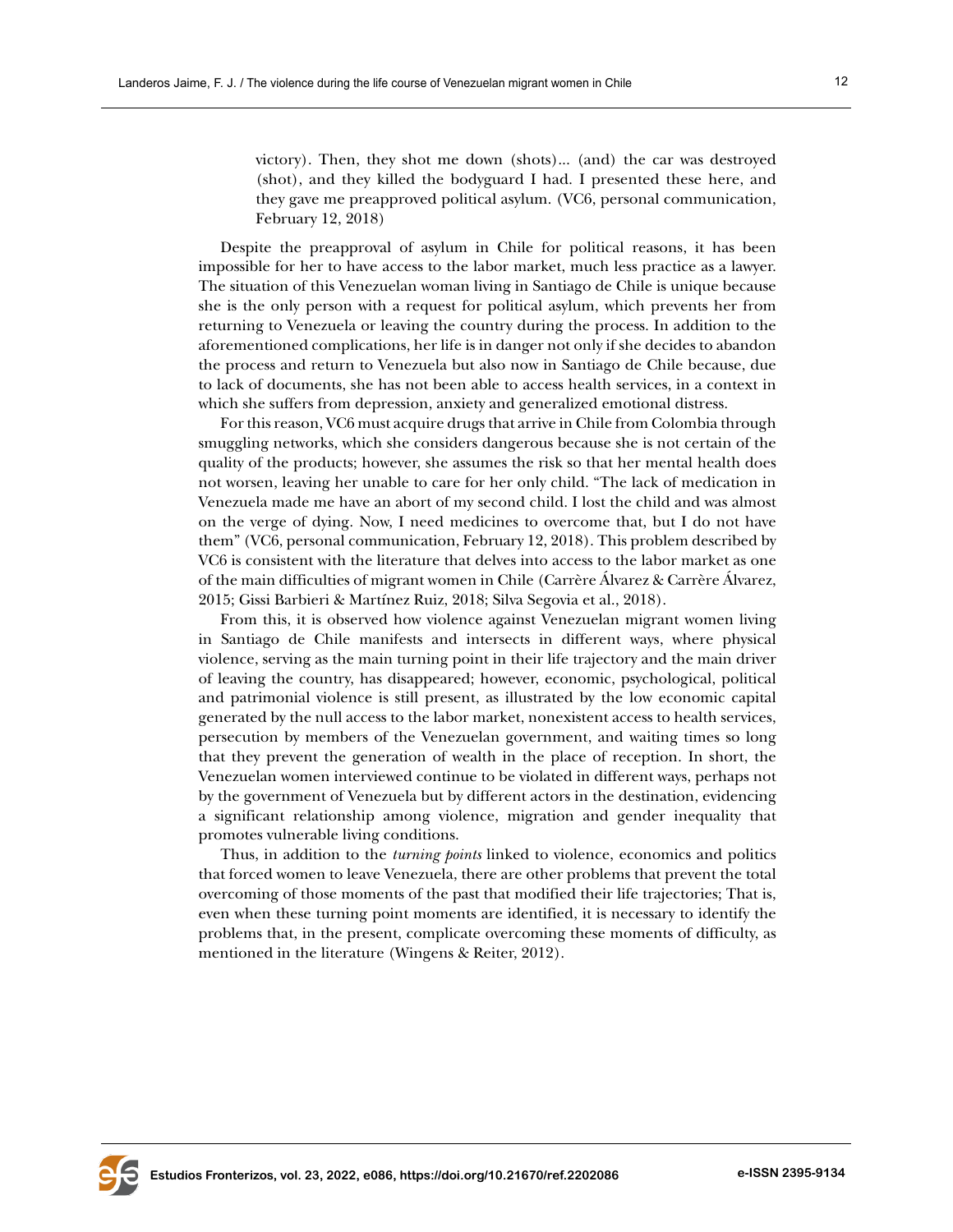> victory). Then, they shot me down (shots)... (and) the car was destroyed (shot), and they killed the bodyguard I had. I presented these here, and they gave me preapproved political asylum. (VC6, personal communication, February 12, 2018)

Despite the preapproval of asylum in Chile for political reasons, it has been impossible for her to have access to the labor market, much less practice as a lawyer. The situation of this Venezuelan woman living in Santiago de Chile is unique because she is the only person with a request for political asylum, which prevents her from returning to Venezuela or leaving the country during the process. In addition to the aforementioned complications, her life is in danger not only if she decides to abandon the process and return to Venezuela but also now in Santiago de Chile because, due to lack of documents, she has not been able to access health services, in a context in which she suffers from depression, anxiety and generalized emotional distress.

For this reason, VC6 must acquire drugs that arrive in Chile from Colombia through smuggling networks, which she considers dangerous because she is not certain of the quality of the products; however, she assumes the risk so that her mental health does not worsen, leaving her unable to care for her only child. "The lack of medication in Venezuela made me have an abort of my second child. I lost the child and was almost on the verge of dying. Now, I need medicines to overcome that, but I do not have them" (VC6, personal communication, February 12, 2018). This problem described by VC6 is consistent with the literature that delves into access to the labor market as one of the main difficulties of migrant women in Chile (Carrère Álvarez & Carrère Álvarez, 2015; Gissi Barbieri & Martínez Ruiz, 2018; Silva Segovia et al., 2018).

From this, it is observed how violence against Venezuelan migrant women living in Santiago de Chile manifests and intersects in different ways, where physical violence, serving as the main turning point in their life trajectory and the main driver of leaving the country, has disappeared; however, economic, psychological, political and patrimonial violence is still present, as illustrated by the low economic capital generated by the null access to the labor market, nonexistent access to health services, persecution by members of the Venezuelan government, and waiting times so long that they prevent the generation of wealth in the place of reception. In short, the Venezuelan women interviewed continue to be violated in different ways, perhaps not by the government of Venezuela but by different actors in the destination, evidencing a significant relationship among violence, migration and gender inequality that promotes vulnerable living conditions.

Thus, in addition to the *turning points* linked to violence, economics and politics that forced women to leave Venezuela, there are other problems that prevent the total overcoming of those moments of the past that modified their life trajectories; That is, even when these turning point moments are identified, it is necessary to identify the problems that, in the present, complicate overcoming these moments of difficulty, as mentioned in the literature (Wingens & Reiter, 2012).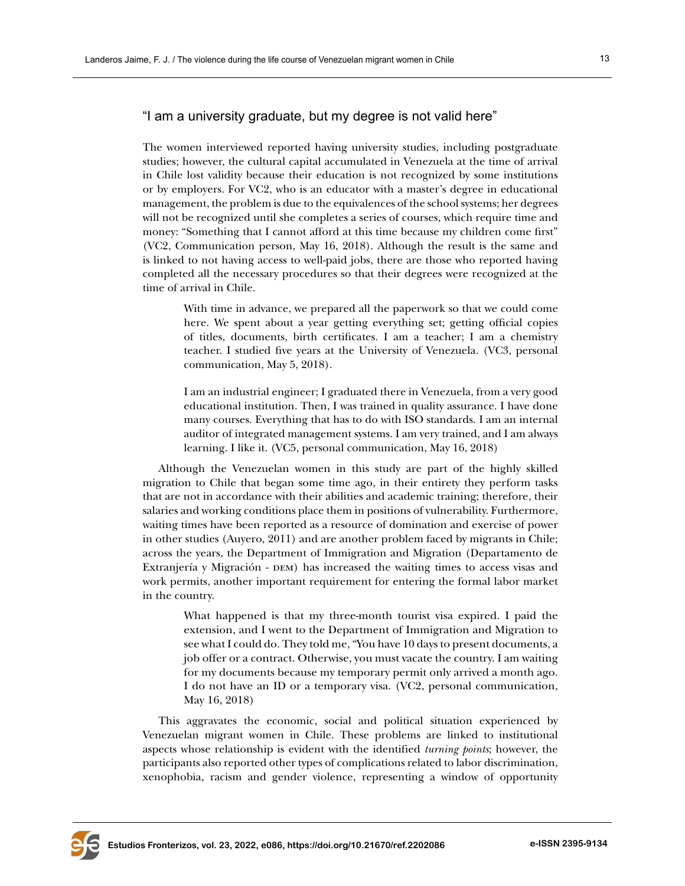## "I am a university graduate, but my degree is not valid here"

The women interviewed reported having university studies, including postgraduate studies; however, the cultural capital accumulated in Venezuela at the time of arrival in Chile lost validity because their education is not recognized by some institutions or by employers. For VC2, who is an educator with a master's degree in educational management, the problem is due to the equivalences of the school systems; her degrees will not be recognized until she completes a series of courses, which require time and money: "Something that I cannot afford at this time because my children come first" (VC2, Communication person, May 16, 2018). Although the result is the same and is linked to not having access to well-paid jobs, there are those who reported having completed all the necessary procedures so that their degrees were recognized at the time of arrival in Chile.

> With time in advance, we prepared all the paperwork so that we could come here. We spent about a year getting everything set; getting official copies of titles, documents, birth certificates. I am a teacher; I am a chemistry teacher. I studied five years at the University of Venezuela. (VC3, personal communication, May 5, 2018).

> I am an industrial engineer; I graduated there in Venezuela, from a very good educational institution. Then, I was trained in quality assurance. I have done many courses. Everything that has to do with ISO standards. I am an internal auditor of integrated management systems. I am very trained, and I am always learning. I like it. (VC5, personal communication, May 16, 2018)

Although the Venezuelan women in this study are part of the highly skilled migration to Chile that began some time ago, in their entirety they perform tasks that are not in accordance with their abilities and academic training; therefore, their salaries and working conditions place them in positions of vulnerability. Furthermore, waiting times have been reported as a resource of domination and exercise of power in other studies (Auyero, 2011) and are another problem faced by migrants in Chile; across the years, the Department of Immigration and Migration (Departamento de Extranjería y Migración - DEM) has increased the waiting times to access visas and work permits, another important requirement for entering the formal labor market in the country.

> What happened is that my three-month tourist visa expired. I paid the extension, and I went to the Department of Immigration and Migration to see what I could do. They told me, "You have 10 days to present documents, a job offer or a contract. Otherwise, you must vacate the country. I am waiting for my documents because my temporary permit only arrived a month ago. I do not have an ID or a temporary visa. (VC2, personal communication, May 16, 2018)

This aggravates the economic, social and political situation experienced by Venezuelan migrant women in Chile. These problems are linked to institutional aspects whose relationship is evident with the identified *turning points*; however, the participants also reported other types of complications related to labor discrimination, xenophobia, racism and gender violence, representing a window of opportunity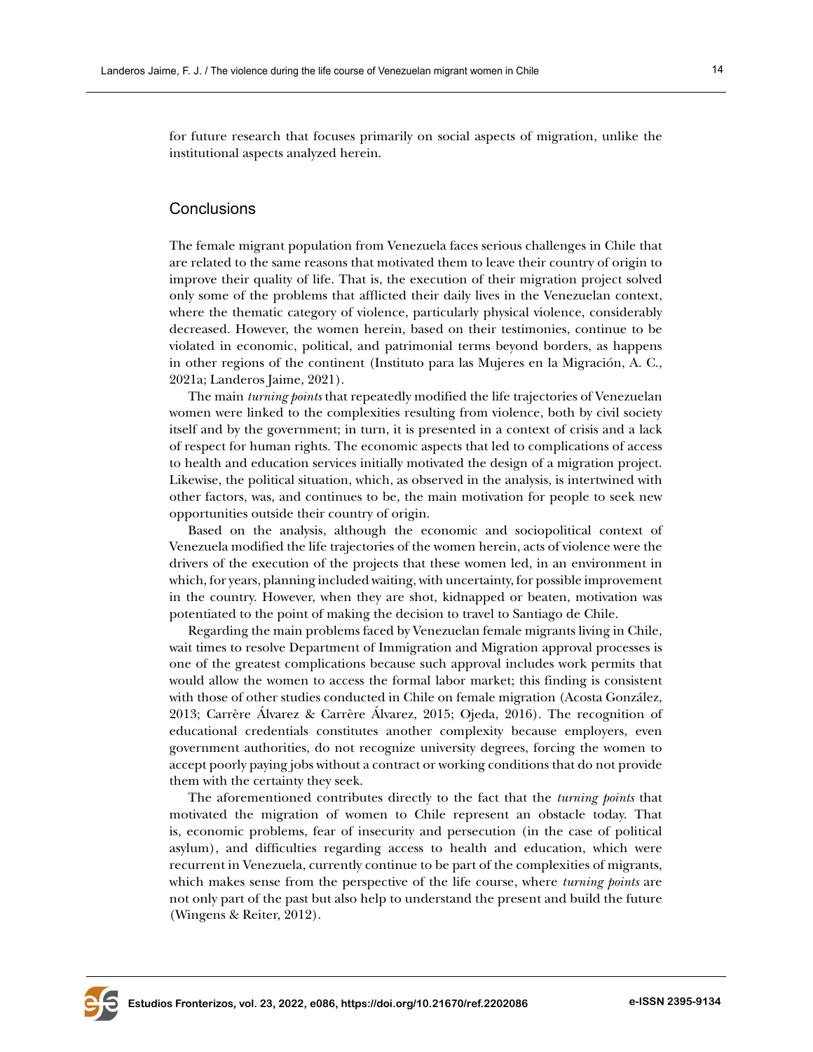for future research that focuses primarily on social aspects of migration, unlike the institutional aspects analyzed herein.

## Conclusions

The female migrant population from Venezuela faces serious challenges in Chile that are related to the same reasons that motivated them to leave their country of origin to improve their quality of life. That is, the execution of their migration project solved only some of the problems that afflicted their daily lives in the Venezuelan context, where the thematic category of violence, particularly physical violence, considerably decreased. However, the women herein, based on their testimonies, continue to be violated in economic, political, and patrimonial terms beyond borders, as happens in other regions of the continent (Instituto para las Mujeres en la Migración, A. C., 2021a; Landeros Jaime, 2021).

The main *turning points* that repeatedly modified the life trajectories of Venezuelan women were linked to the complexities resulting from violence, both by civil society itself and by the government; in turn, it is presented in a context of crisis and a lack of respect for human rights. The economic aspects that led to complications of access to health and education services initially motivated the design of a migration project. Likewise, the political situation, which, as observed in the analysis, is intertwined with other factors, was, and continues to be, the main motivation for people to seek new opportunities outside their country of origin.

Based on the analysis, although the economic and sociopolitical context of Venezuela modified the life trajectories of the women herein, acts of violence were the drivers of the execution of the projects that these women led, in an environment in which, for years, planning included waiting, with uncertainty, for possible improvement in the country. However, when they are shot, kidnapped or beaten, motivation was potentiated to the point of making the decision to travel to Santiago de Chile.

Regarding the main problems faced by Venezuelan female migrants living in Chile, wait times to resolve Department of Immigration and Migration approval processes is one of the greatest complications because such approval includes work permits that would allow the women to access the formal labor market; this finding is consistent with those of other studies conducted in Chile on female migration (Acosta González, 2013; Carrère Álvarez & Carrère Álvarez, 2015; Ojeda, 2016). The recognition of educational credentials constitutes another complexity because employers, even government authorities, do not recognize university degrees, forcing the women to accept poorly paying jobs without a contract or working conditions that do not provide them with the certainty they seek.

The aforementioned contributes directly to the fact that the *turning points* that motivated the migration of women to Chile represent an obstacle today. That is, economic problems, fear of insecurity and persecution (in the case of political asylum), and difficulties regarding access to health and education, which were recurrent in Venezuela, currently continue to be part of the complexities of migrants, which makes sense from the perspective of the life course, where *turning points* are not only part of the past but also help to understand the present and build the future (Wingens & Reiter, 2012).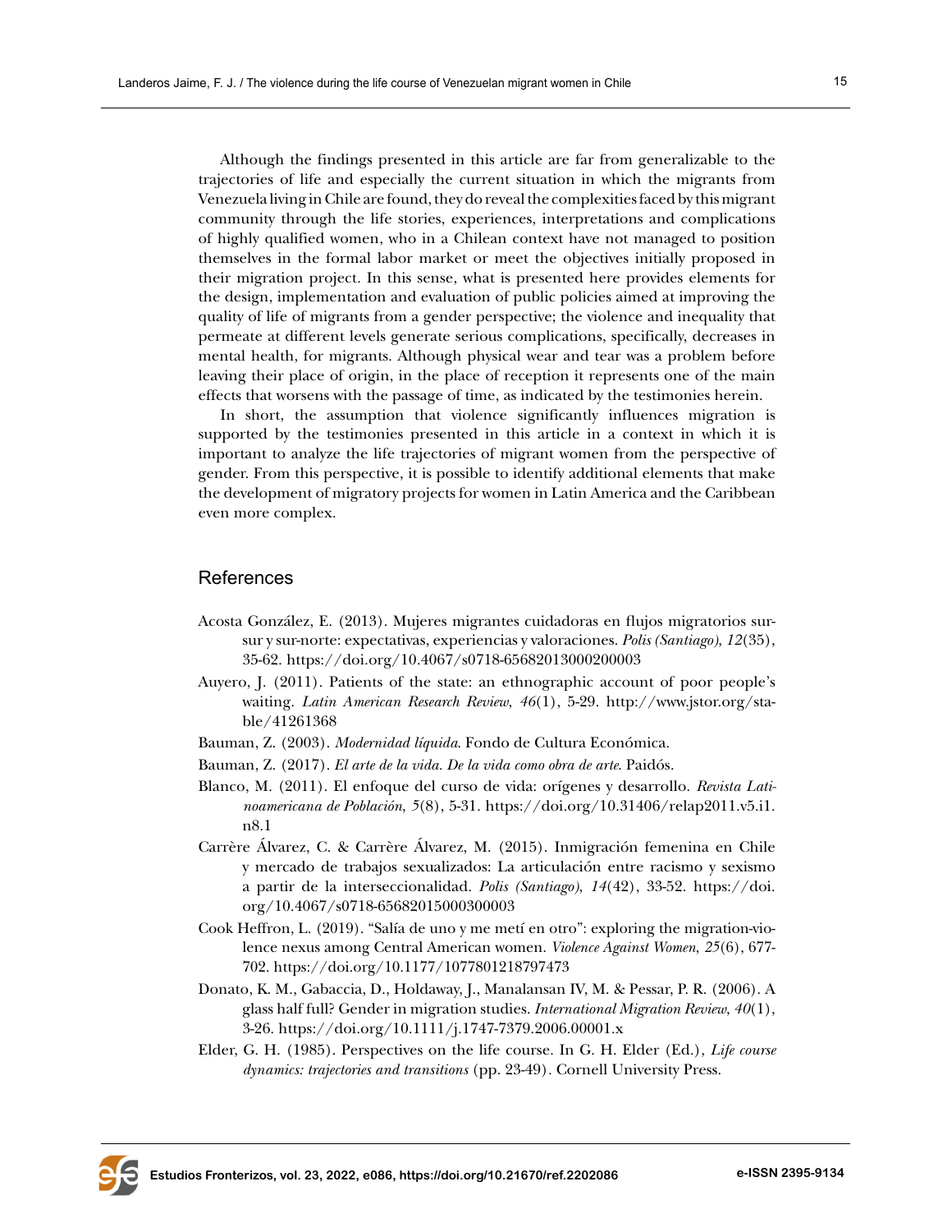Although the findings presented in this article are far from generalizable to the trajectories of life and especially the current situation in which the migrants from Venezuela living in Chile are found, they do reveal the complexities faced by this migrant community through the life stories, experiences, interpretations and complications of highly qualified women, who in a Chilean context have not managed to position themselves in the formal labor market or meet the objectives initially proposed in their migration project. In this sense, what is presented here provides elements for the design, implementation and evaluation of public policies aimed at improving the quality of life of migrants from a gender perspective; the violence and inequality that permeate at different levels generate serious complications, specifically, decreases in mental health, for migrants. Although physical wear and tear was a problem before leaving their place of origin, in the place of reception it represents one of the main effects that worsens with the passage of time, as indicated by the testimonies herein.

In short, the assumption that violence significantly influences migration is supported by the testimonies presented in this article in a context in which it is important to analyze the life trajectories of migrant women from the perspective of gender. From this perspective, it is possible to identify additional elements that make the development of migratory projects for women in Latin America and the Caribbean even more complex.

## References

Acosta González, E. (2013). Mujeres migrantes cuidadoras en flujos migratorios sur-sur y sur-norte: expectativas, experiencias y valoraciones. *Polis (Santiago)*, *12*(35), 35-62. https://doi.org/10.4067/s0718-65682013000200003

Auyero, J. (2011). Patients of the state: an ethnographic account of poor people's waiting. *Latin American Research Review*, *46*(1), 5-29. http://www.jstor.org/stable/41261368

Bauman, Z. (2003). *Modernidad líquida*. Fondo de Cultura Económica.

Bauman, Z. (2017). *El arte de la vida. De la vida como obra de arte*. Paidós.

Blanco, M. (2011). El enfoque del curso de vida: orígenes y desarrollo. *Revista Latinoamericana de Población*, *5*(8), 5-31. https://doi.org/10.31406/relap2011.v5.i1.n8.1

Carrère Álvarez, C. & Carrère Álvarez, M. (2015). Inmigración femenina en Chile y mercado de trabajos sexualizados: La articulación entre racismo y sexismo a partir de la interseccionalidad. *Polis (Santiago)*, *14*(42), 33-52. https://doi.org/10.4067/s0718-65682015000300003

Cook Heffron, L. (2019). "Salía de uno y me metí en otro": exploring the migration-violence nexus among Central American women. *Violence Against Women*, *25*(6), 677-702. https://doi.org/10.1177/1077801218797473

Donato, K. M., Gabaccia, D., Holdaway, J., Manalansan IV, M. & Pessar, P. R. (2006). A glass half full? Gender in migration studies. *International Migration Review*, *40*(1), 3-26. https://doi.org/10.1111/j.1747-7379.2006.00001.x

Elder, G. H. (1985). Perspectives on the life course. In G. H. Elder (Ed.), *Life course dynamics: trajectories and transitions* (pp. 23-49). Cornell University Press.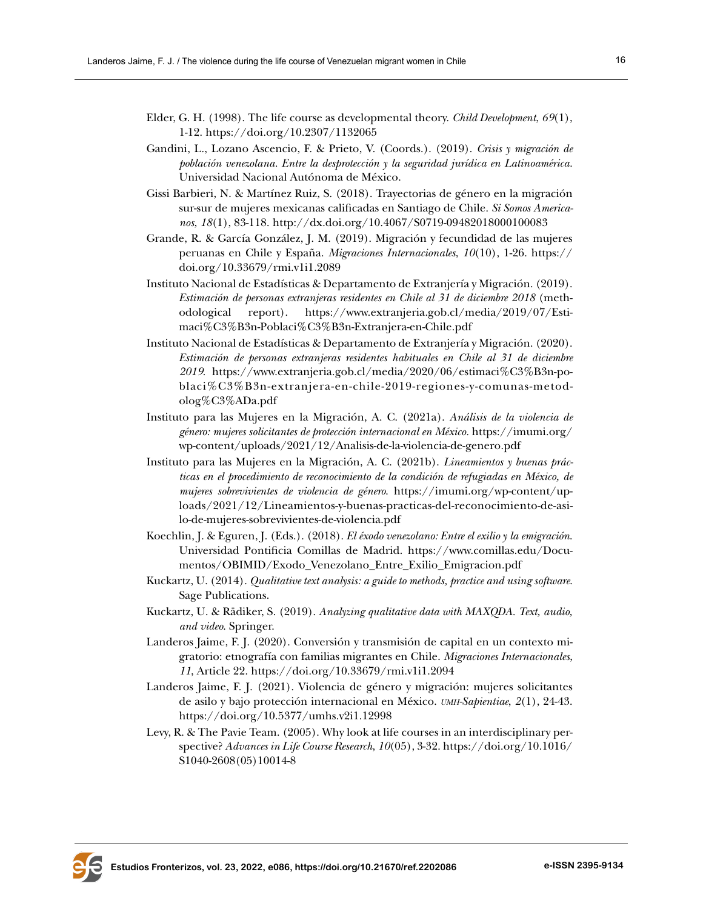Elder, G. H. (1998). The life course as developmental theory. *Child Development*, *69*(1), 1-12. https://doi.org/10.2307/1132065

Gandini, L., Lozano Ascencio, F. & Prieto, V. (Coords.). (2019). *Crisis y migración de población venezolana. Entre la desprotección y la seguridad jurídica en Latinoamérica.* Universidad Nacional Autónoma de México.

Gissi Barbieri, N. & Martínez Ruiz, S. (2018). Trayectorias de género en la migración sur-sur de mujeres mexicanas calificadas en Santiago de Chile. *Si Somos Americanos*, *18*(1), 83-118. http://dx.doi.org/10.4067/S0719-09482018000100083

Grande, R. & García González, J. M. (2019). Migración y fecundidad de las mujeres peruanas en Chile y España. *Migraciones Internacionales*, *10*(10), 1-26. https://doi.org/10.33679/rmi.v1i1.2089

Instituto Nacional de Estadísticas & Departamento de Extranjería y Migración. (2019). *Estimación de personas extranjeras residentes en Chile al 31 de diciembre 2018* (methodological report). https://www.extranjeria.gob.cl/media/2019/07/Estimaci%C3%B3n-Poblaci%C3%B3n-Extranjera-en-Chile.pdf

Instituto Nacional de Estadísticas & Departamento de Extranjería y Migración. (2020). *Estimación de personas extranjeras residentes habituales en Chile al 31 de diciembre 2019*. https://www.extranjeria.gob.cl/media/2020/06/estimaci%C3%B3n-poblaci%C3%B3n-extranjera-en-chile-2019-regiones-y-comunas-metodolog%C3%ADa.pdf

Instituto para las Mujeres en la Migración, A. C. (2021a). *Análisis de la violencia de género: mujeres solicitantes de protección internacional en México*. https://imumi.org/wp-content/uploads/2021/12/Analisis-de-la-violencia-de-genero.pdf

Instituto para las Mujeres en la Migración, A. C. (2021b). *Lineamientos y buenas prácticas en el procedimiento de reconocimiento de la condición de refugiadas en México, de mujeres sobrevivientes de violencia de género*. https://imumi.org/wp-content/uploads/2021/12/Lineamientos-y-buenas-practicas-del-reconocimiento-de-asilo-de-mujeres-sobrevivientes-de-violencia.pdf

Koechlin, J. & Eguren, J. (Eds.). (2018). *El éxodo venezolano: Entre el exilio y la emigración*. Universidad Pontificia Comillas de Madrid. https://www.comillas.edu/Documentos/OBIMID/Exodo_Venezolano_Entre_Exilio_Emigracion.pdf

Kuckartz, U. (2014). *Qualitative text analysis: a guide to methods, practice and using software*. Sage Publications.

Kuckartz, U. & Rädiker, S. (2019). *Analyzing qualitative data with MAXQDA. Text, audio, and video*. Springer.

Landeros Jaime, F. J. (2020). Conversión y transmisión de capital en un contexto migratorio: etnografía con familias migrantes en Chile. *Migraciones Internacionales*, *11*, Article 22. https://doi.org/10.33679/rmi.v1i1.2094

Landeros Jaime, F. J. (2021). Violencia de género y migración: mujeres solicitantes de asilo y bajo protección internacional en México. *UMH-Sapientiae*, *2*(1), 24-43. https://doi.org/10.5377/umhs.v2i1.12998

Levy, R. & The Pavie Team. (2005). Why look at life courses in an interdisciplinary perspective? *Advances in Life Course Research*, *10*(05), 3-32. https://doi.org/10.1016/S1040-2608(05)10014-8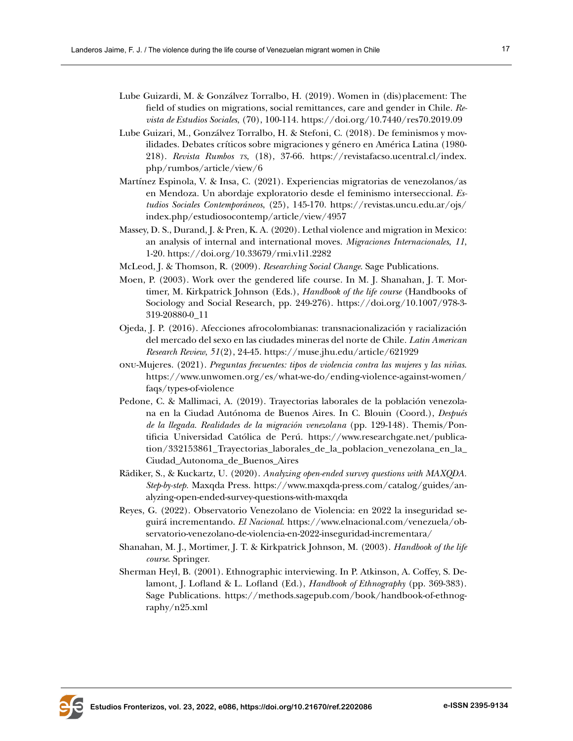Lube Guizardi, M. & Gonzálvez Torralbo, H. (2019). Women in (dis)placement: The field of studies on migrations, social remittances, care and gender in Chile. *Revista de Estudios Sociales*, (70), 100-114. https://doi.org/10.7440/res70.2019.09

Lube Guizari, M., Gonzálvez Torralbo, H. & Stefoni, C. (2018). De feminismos y movilidades. Debates críticos sobre migraciones y género en América Latina (1980-218). *Revista Rumbos TS*, (18), 37-66. https://revistafacso.ucentral.cl/index.php/rumbos/article/view/6

Martínez Espinola, V. & Insa, C. (2021). Experiencias migratorias de venezolanos/as en Mendoza. Un abordaje exploratorio desde el feminismo interseccional. *Estudios Sociales Contemporáneos*, (25), 145-170. https://revistas.uncu.edu.ar/ojs/index.php/estudiosocontemp/article/view/4957

Massey, D. S., Durand, J. & Pren, K. A. (2020). Lethal violence and migration in Mexico: an analysis of internal and international moves. *Migraciones Internacionales*, *11*, 1-20. https://doi.org/10.33679/rmi.v1i1.2282

McLeod, J. & Thomson, R. (2009). *Researching Social Change*. Sage Publications.

Moen, P. (2003). Work over the gendered life course. In M. J. Shanahan, J. T. Mortimer, M. Kirkpatrick Johnson (Eds.), *Handbook of the life course* (Handbooks of Sociology and Social Research, pp. 249-276). https://doi.org/10.1007/978-3-319-20880-0_11

Ojeda, J. P. (2016). Afecciones afrocolombianas: transnacionalización y racialización del mercado del sexo en las ciudades mineras del norte de Chile. *Latin American Research Review*, *51*(2), 24-45. https://muse.jhu.edu/article/621929

ONU-Mujeres. (2021). *Preguntas frecuentes: tipos de violencia contra las mujeres y las niñas*. https://www.unwomen.org/es/what-we-do/ending-violence-against-women/faqs/types-of-violence

Pedone, C. & Mallimaci, A. (2019). Trayectorias laborales de la población venezolana en la Ciudad Autónoma de Buenos Aires. In C. Blouin (Coord.), *Después de la llegada. Realidades de la migración venezolana* (pp. 129-148). Themis/Pontificia Universidad Católica de Perú. https://www.researchgate.net/publication/332153861_Trayectorias_laborales_de_la_poblacion_venezolana_en_la_Ciudad_Autonoma_de_Buenos_Aires

Rädiker, S., & Kuckartz, U. (2020). *Analyzing open-ended survey questions with MAXQDA. Step-by-step*. Maxqda Press. https://www.maxqda-press.com/catalog/guides/analyzing-open-ended-survey-questions-with-maxqda

Reyes, G. (2022). Observatorio Venezolano de Violencia: en 2022 la inseguridad seguirá incrementando. *El Nacional*. https://www.elnacional.com/venezuela/observatorio-venezolano-de-violencia-en-2022-inseguridad-incrementara/

Shanahan, M. J., Mortimer, J. T. & Kirkpatrick Johnson, M. (2003). *Handbook of the life course*. Springer.

Sherman Heyl, B. (2001). Ethnographic interviewing. In P. Atkinson, A. Coffey, S. Delamont, J. Lofland & L. Lofland (Ed.), *Handbook of Ethnography* (pp. 369-383). Sage Publications. https://methods.sagepub.com/book/handbook-of-ethnography/n25.xml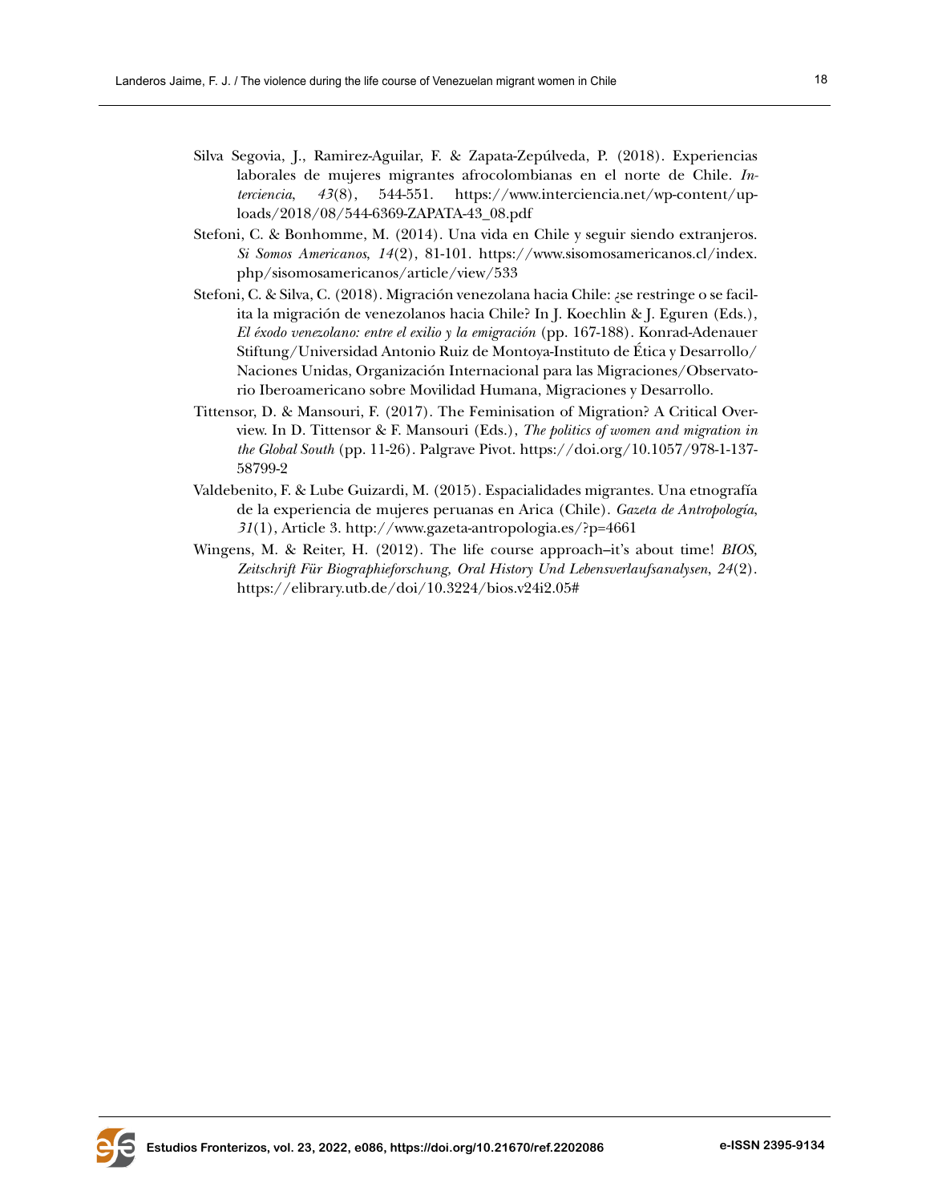Silva Segovia, J., Ramirez-Aguilar, F. & Zapata-Zepúlveda, P. (2018). Experiencias laborales de mujeres migrantes afrocolombianas en el norte de Chile. *Interciencia*, *43*(8), 544-551. https://www.interciencia.net/wp-content/uploads/2018/08/544-6369-ZAPATA-43_08.pdf

Stefoni, C. & Bonhomme, M. (2014). Una vida en Chile y seguir siendo extranjeros. *Si Somos Americanos*, *14*(2), 81-101. https://www.sisomosamericanos.cl/index.php/sisomosamericanos/article/view/533

Stefoni, C. & Silva, C. (2018). Migración venezolana hacia Chile: ¿se restringe o se facilita la migración de venezolanos hacia Chile? In J. Koechlin & J. Eguren (Eds.), *El éxodo venezolano: entre el exilio y la emigración* (pp. 167-188). Konrad-Adenauer Stiftung/Universidad Antonio Ruiz de Montoya-Instituto de Ética y Desarrollo/Naciones Unidas, Organización Internacional para las Migraciones/Observatorio Iberoamericano sobre Movilidad Humana, Migraciones y Desarrollo.

Tittensor, D. & Mansouri, F. (2017). The Feminisation of Migration? A Critical Overview. In D. Tittensor & F. Mansouri (Eds.), *The politics of women and migration in the Global South* (pp. 11-26). Palgrave Pivot. https://doi.org/10.1057/978-1-137-58799-2

Valdebenito, F. & Lube Guizardi, M. (2015). Espacialidades migrantes. Una etnografía de la experiencia de mujeres peruanas en Arica (Chile). *Gazeta de Antropología*, *31*(1), Article 3. http://www.gazeta-antropologia.es/?p=4661

Wingens, M. & Reiter, H. (2012). The life course approach–it's about time! *BIOS, Zeitschrift Für Biographieforschung, Oral History Und Lebensverlaufsanalysen*, *24*(2). https://elibrary.utb.de/doi/10.3224/bios.v24i2.05#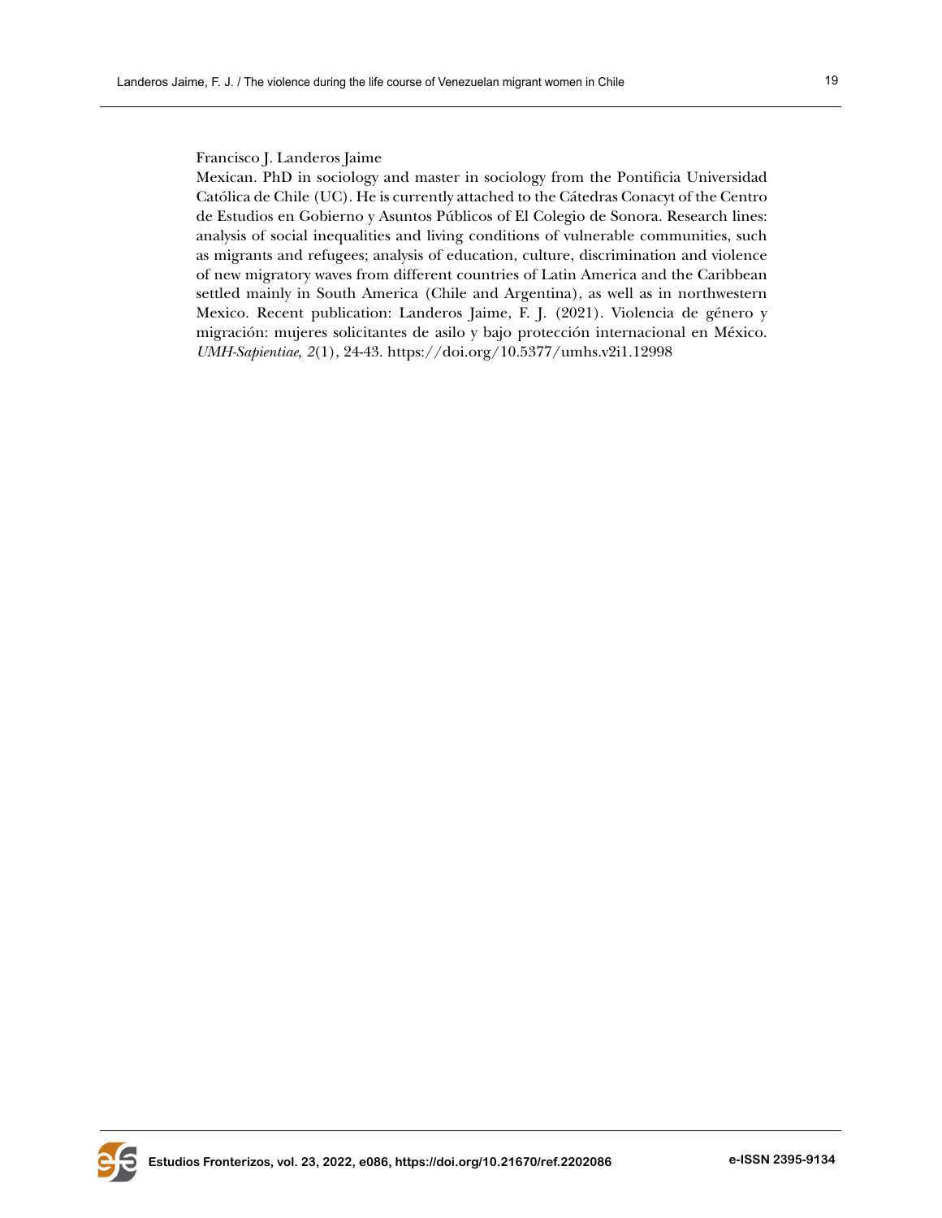Francisco J. Landeros Jaime

Mexican. PhD in sociology and master in sociology from the Pontificia Universidad Católica de Chile (UC). He is currently attached to the Cátedras Conacyt of the Centro de Estudios en Gobierno y Asuntos Públicos of El Colegio de Sonora. Research lines: analysis of social inequalities and living conditions of vulnerable communities, such as migrants and refugees; analysis of education, culture, discrimination and violence of new migratory waves from different countries of Latin America and the Caribbean settled mainly in South America (Chile and Argentina), as well as in northwestern Mexico. Recent publication: Landeros Jaime, F. J. (2021). Violencia de género y migración: mujeres solicitantes de asilo y bajo protección internacional en México. *UMH-Sapientiae*, *2*(1), 24-43. https://doi.org/10.5377/umhs.v2i1.12998